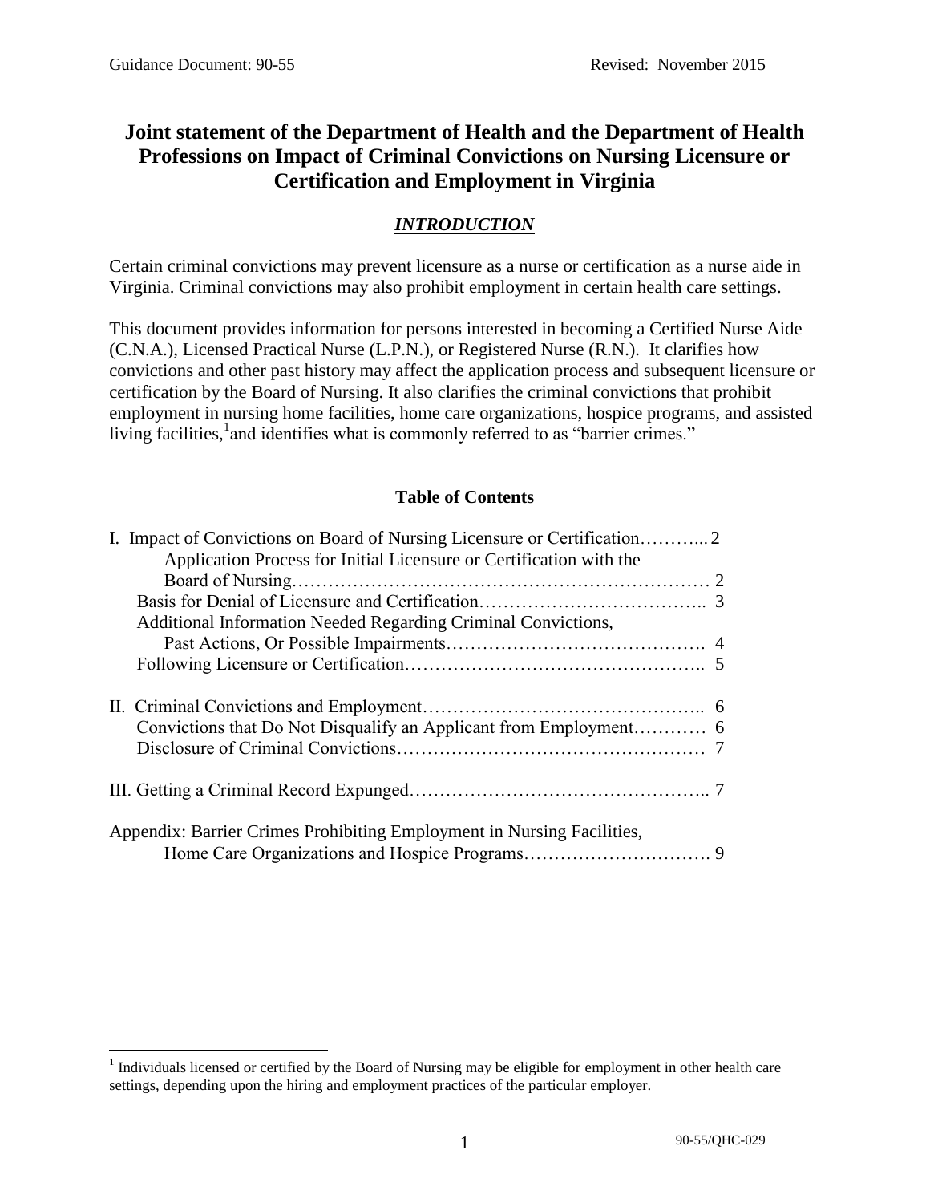Guidance Document: 90-55 Revised: November 2015

# Joint statement of the Department of Health and the Department of Health Professions on Impact of Criminal Convictions on Nursing Licensure or Certification and Employment in Virginia

## *INTRODUCTION*

Certain criminal convictions may prevent licensure as a nurse or certification as a nurse aide in Virginia. Criminal convictions may also prohibit employment in certain health care settings.

This document provides information for persons interested in becoming a Certified Nurse Aide (C.N.A.), Licensed Practical Nurse (L.P.N.), or Registered Nurse (R.N.). It clarifies how convictions and other past history may affect the application process and subsequent licensure or certification by the Board of Nursing. It also clarifies the criminal convictions that prohibit employment in nursing home facilities, home care organizations, hospice programs, and assisted living facilities,[1] and identifies what is commonly referred to as "barrier crimes."

### Table of Contents

I. Impact of Convictions on Board of Nursing Licensure or Certification ........... 2
- Application Process for Initial Licensure or Certification with the Board of Nursing ........... 2
- Basis for Denial of Licensure and Certification ........... 3
- Additional Information Needed Regarding Criminal Convictions, Past Actions, Or Possible Impairments ........... 4
- Following Licensure or Certification ........... 5

II. Criminal Convictions and Employment ........... 6
- Convictions that Do Not Disqualify an Applicant from Employment ........... 6
- Disclosure of Criminal Convictions ........... 7

III. Getting a Criminal Record Expunged ........... 7

Appendix: Barrier Crimes Prohibiting Employment in Nursing Facilities, Home Care Organizations and Hospice Programs ........... 9

---

[1] Individuals licensed or certified by the Board of Nursing may be eligible for employment in other health care settings, depending upon the hiring and employment practices of the particular employer.

90-55/QHC-029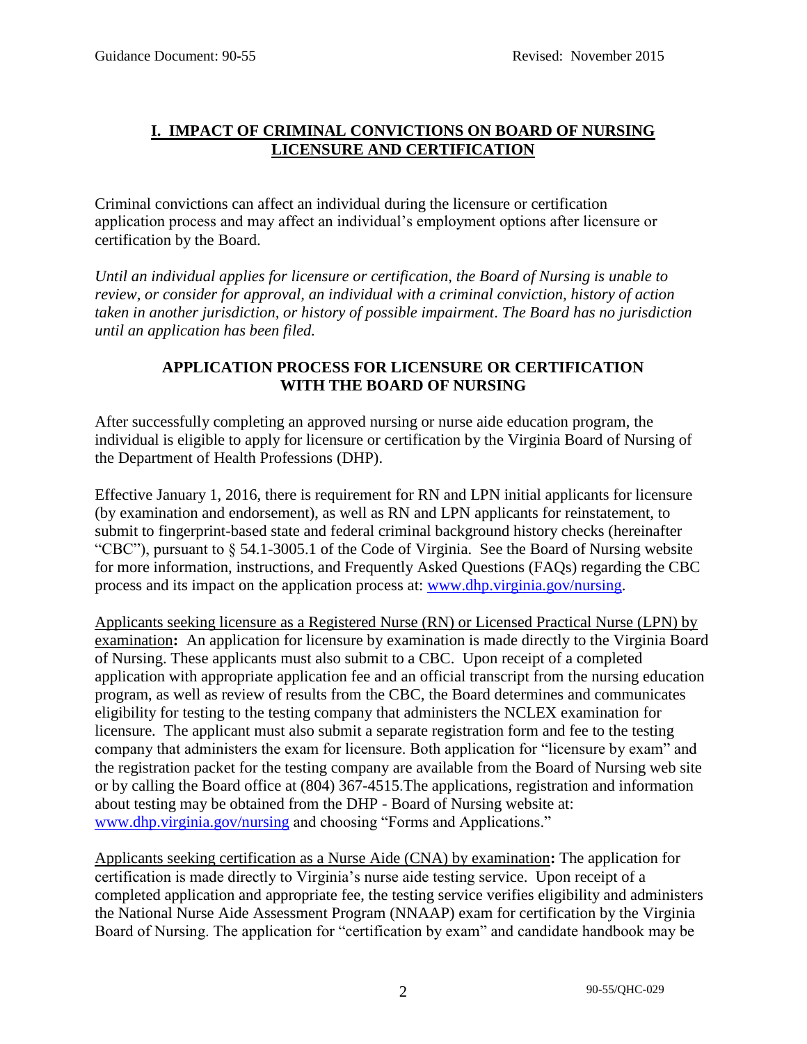## I. IMPACT OF CRIMINAL CONVICTIONS ON BOARD OF NURSING LICENSURE AND CERTIFICATION

Criminal convictions can affect an individual during the licensure or certification application process and may affect an individual's employment options after licensure or certification by the Board.

*Until an individual applies for licensure or certification, the Board of Nursing is unable to review, or consider for approval, an individual with a criminal conviction, history of action taken in another jurisdiction, or history of possible impairment. The Board has no jurisdiction until an application has been filed.*

### APPLICATION PROCESS FOR LICENSURE OR CERTIFICATION WITH THE BOARD OF NURSING

After successfully completing an approved nursing or nurse aide education program, the individual is eligible to apply for licensure or certification by the Virginia Board of Nursing of the Department of Health Professions (DHP).

Effective January 1, 2016, there is requirement for RN and LPN initial applicants for licensure (by examination and endorsement), as well as RN and LPN applicants for reinstatement, to submit to fingerprint-based state and federal criminal background history checks (hereinafter "CBC"), pursuant to § 54.1-3005.1 of the Code of Virginia. See the Board of Nursing website for more information, instructions, and Frequently Asked Questions (FAQs) regarding the CBC process and its impact on the application process at: www.dhp.virginia.gov/nursing.

Applicants seeking licensure as a Registered Nurse (RN) or Licensed Practical Nurse (LPN) by examination**:** An application for licensure by examination is made directly to the Virginia Board of Nursing. These applicants must also submit to a CBC. Upon receipt of a completed application with appropriate application fee and an official transcript from the nursing education program, as well as review of results from the CBC, the Board determines and communicates eligibility for testing to the testing company that administers the NCLEX examination for licensure. The applicant must also submit a separate registration form and fee to the testing company that administers the exam for licensure. Both application for "licensure by exam" and the registration packet for the testing company are available from the Board of Nursing web site or by calling the Board office at (804) 367-4515.The applications, registration and information about testing may be obtained from the DHP - Board of Nursing website at: www.dhp.virginia.gov/nursing and choosing "Forms and Applications."

Applicants seeking certification as a Nurse Aide (CNA) by examination**:** The application for certification is made directly to Virginia's nurse aide testing service. Upon receipt of a completed application and appropriate fee, the testing service verifies eligibility and administers the National Nurse Aide Assessment Program (NNAAP) exam for certification by the Virginia Board of Nursing. The application for "certification by exam" and candidate handbook may be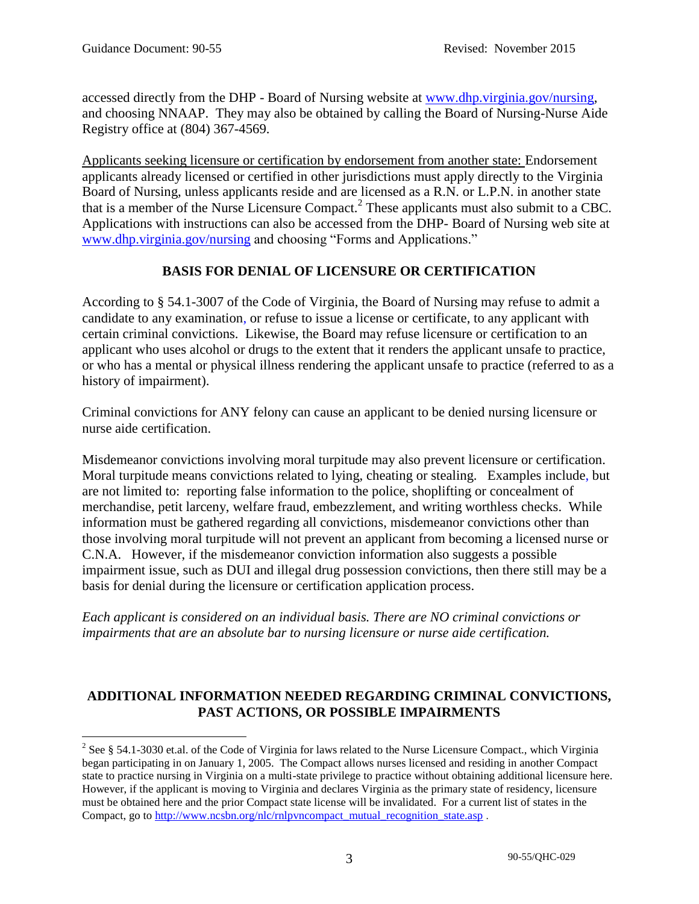accessed directly from the DHP - Board of Nursing website at www.dhp.virginia.gov/nursing, and choosing NNAAP. They may also be obtained by calling the Board of Nursing-Nurse Aide Registry office at (804) 367-4569.

Applicants seeking licensure or certification by endorsement from another state: Endorsement applicants already licensed or certified in other jurisdictions must apply directly to the Virginia Board of Nursing, unless applicants reside and are licensed as a R.N. or L.P.N. in another state that is a member of the Nurse Licensure Compact.[2] These applicants must also submit to a CBC. Applications with instructions can also be accessed from the DHP- Board of Nursing web site at www.dhp.virginia.gov/nursing and choosing "Forms and Applications."

## BASIS FOR DENIAL OF LICENSURE OR CERTIFICATION

According to § 54.1-3007 of the Code of Virginia, the Board of Nursing may refuse to admit a candidate to any examination, or refuse to issue a license or certificate, to any applicant with certain criminal convictions. Likewise, the Board may refuse licensure or certification to an applicant who uses alcohol or drugs to the extent that it renders the applicant unsafe to practice, or who has a mental or physical illness rendering the applicant unsafe to practice (referred to as a history of impairment).

Criminal convictions for ANY felony can cause an applicant to be denied nursing licensure or nurse aide certification.

Misdemeanor convictions involving moral turpitude may also prevent licensure or certification. Moral turpitude means convictions related to lying, cheating or stealing. Examples include, but are not limited to: reporting false information to the police, shoplifting or concealment of merchandise, petit larceny, welfare fraud, embezzlement, and writing worthless checks. While information must be gathered regarding all convictions, misdemeanor convictions other than those involving moral turpitude will not prevent an applicant from becoming a licensed nurse or C.N.A. However, if the misdemeanor conviction information also suggests a possible impairment issue, such as DUI and illegal drug possession convictions, then there still may be a basis for denial during the licensure or certification application process.

*Each applicant is considered on an individual basis. There are NO criminal convictions or impairments that are an absolute bar to nursing licensure or nurse aide certification.*

## ADDITIONAL INFORMATION NEEDED REGARDING CRIMINAL CONVICTIONS, PAST ACTIONS, OR POSSIBLE IMPAIRMENTS

---

[2] See § 54.1-3030 et.al. of the Code of Virginia for laws related to the Nurse Licensure Compact., which Virginia began participating in on January 1, 2005. The Compact allows nurses licensed and residing in another Compact state to practice nursing in Virginia on a multi-state privilege to practice without obtaining additional licensure here. However, if the applicant is moving to Virginia and declares Virginia as the primary state of residency, licensure must be obtained here and the prior Compact state license will be invalidated. For a current list of states in the Compact, go to http://www.ncsbn.org/nlc/rnlpvncompact_mutual_recognition_state.asp .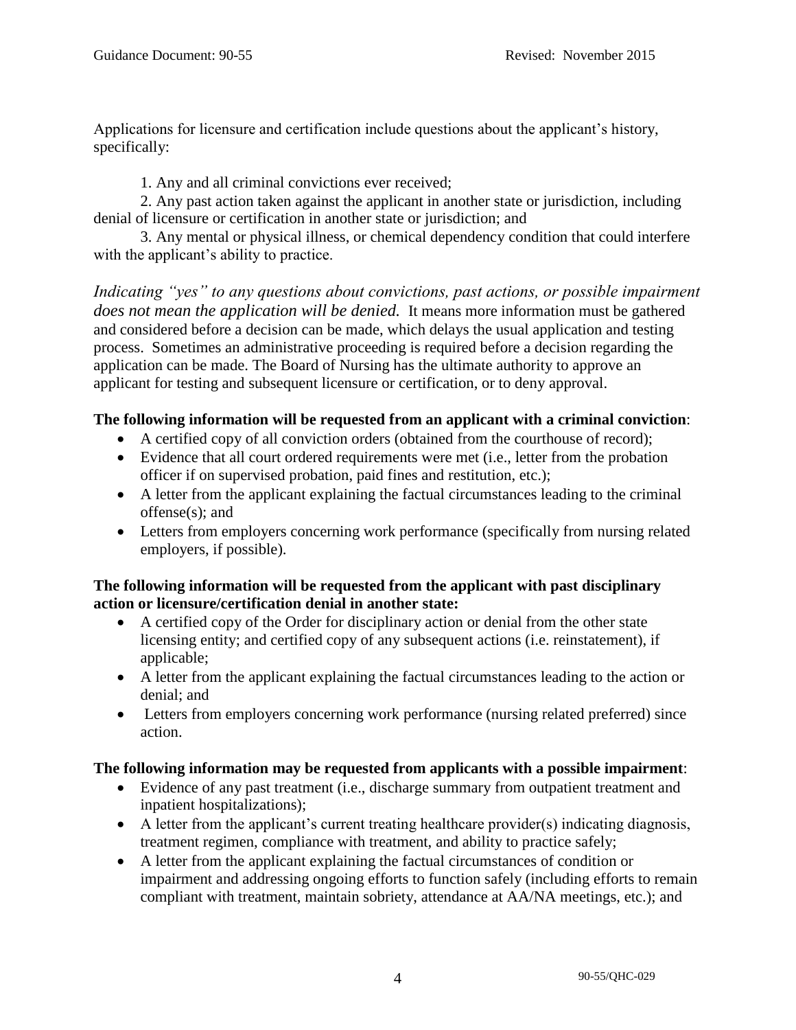Applications for licensure and certification include questions about the applicant's history, specifically:

1. Any and all criminal convictions ever received;
2. Any past action taken against the applicant in another state or jurisdiction, including denial of licensure or certification in another state or jurisdiction; and
3. Any mental or physical illness, or chemical dependency condition that could interfere with the applicant's ability to practice.

*Indicating "yes" to any questions about convictions, past actions, or possible impairment does not mean the application will be denied.* It means more information must be gathered and considered before a decision can be made, which delays the usual application and testing process. Sometimes an administrative proceeding is required before a decision regarding the application can be made. The Board of Nursing has the ultimate authority to approve an applicant for testing and subsequent licensure or certification, or to deny approval.

**The following information will be requested from an applicant with a criminal conviction**:

- A certified copy of all conviction orders (obtained from the courthouse of record);
- Evidence that all court ordered requirements were met (i.e., letter from the probation officer if on supervised probation, paid fines and restitution, etc.);
- A letter from the applicant explaining the factual circumstances leading to the criminal offense(s); and
- Letters from employers concerning work performance (specifically from nursing related employers, if possible).

**The following information will be requested from the applicant with past disciplinary action or licensure/certification denial in another state:**

- A certified copy of the Order for disciplinary action or denial from the other state licensing entity; and certified copy of any subsequent actions (i.e. reinstatement), if applicable;
- A letter from the applicant explaining the factual circumstances leading to the action or denial; and
- Letters from employers concerning work performance (nursing related preferred) since action.

**The following information may be requested from applicants with a possible impairment**:

- Evidence of any past treatment (i.e., discharge summary from outpatient treatment and inpatient hospitalizations);
- A letter from the applicant's current treating healthcare provider(s) indicating diagnosis, treatment regimen, compliance with treatment, and ability to practice safely;
- A letter from the applicant explaining the factual circumstances of condition or impairment and addressing ongoing efforts to function safely (including efforts to remain compliant with treatment, maintain sobriety, attendance at AA/NA meetings, etc.); and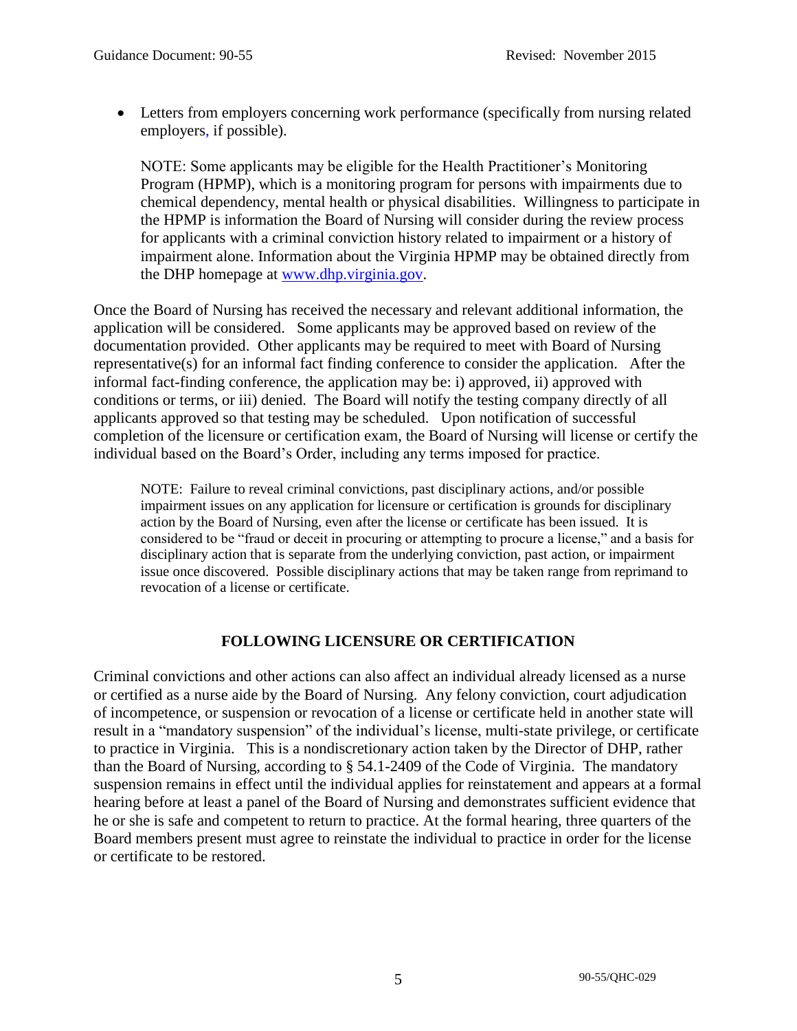- Letters from employers concerning work performance (specifically from nursing related employers, if possible).

  NOTE: Some applicants may be eligible for the Health Practitioner's Monitoring Program (HPMP), which is a monitoring program for persons with impairments due to chemical dependency, mental health or physical disabilities. Willingness to participate in the HPMP is information the Board of Nursing will consider during the review process for applicants with a criminal conviction history related to impairment or a history of impairment alone. Information about the Virginia HPMP may be obtained directly from the DHP homepage at [www.dhp.virginia.gov](http://www.dhp.virginia.gov).

Once the Board of Nursing has received the necessary and relevant additional information, the application will be considered. Some applicants may be approved based on review of the documentation provided. Other applicants may be required to meet with Board of Nursing representative(s) for an informal fact finding conference to consider the application. After the informal fact-finding conference, the application may be: i) approved, ii) approved with conditions or terms, or iii) denied. The Board will notify the testing company directly of all applicants approved so that testing may be scheduled. Upon notification of successful completion of the licensure or certification exam, the Board of Nursing will license or certify the individual based on the Board's Order, including any terms imposed for practice.

> NOTE: Failure to reveal criminal convictions, past disciplinary actions, and/or possible impairment issues on any application for licensure or certification is grounds for disciplinary action by the Board of Nursing, even after the license or certificate has been issued. It is considered to be "fraud or deceit in procuring or attempting to procure a license," and a basis for disciplinary action that is separate from the underlying conviction, past action, or impairment issue once discovered. Possible disciplinary actions that may be taken range from reprimand to revocation of a license or certificate.

## FOLLOWING LICENSURE OR CERTIFICATION

Criminal convictions and other actions can also affect an individual already licensed as a nurse or certified as a nurse aide by the Board of Nursing. Any felony conviction, court adjudication of incompetence, or suspension or revocation of a license or certificate held in another state will result in a "mandatory suspension" of the individual's license, multi-state privilege, or certificate to practice in Virginia. This is a nondiscretionary action taken by the Director of DHP, rather than the Board of Nursing, according to § 54.1-2409 of the Code of Virginia. The mandatory suspension remains in effect until the individual applies for reinstatement and appears at a formal hearing before at least a panel of the Board of Nursing and demonstrates sufficient evidence that he or she is safe and competent to return to practice. At the formal hearing, three quarters of the Board members present must agree to reinstate the individual to practice in order for the license or certificate to be restored.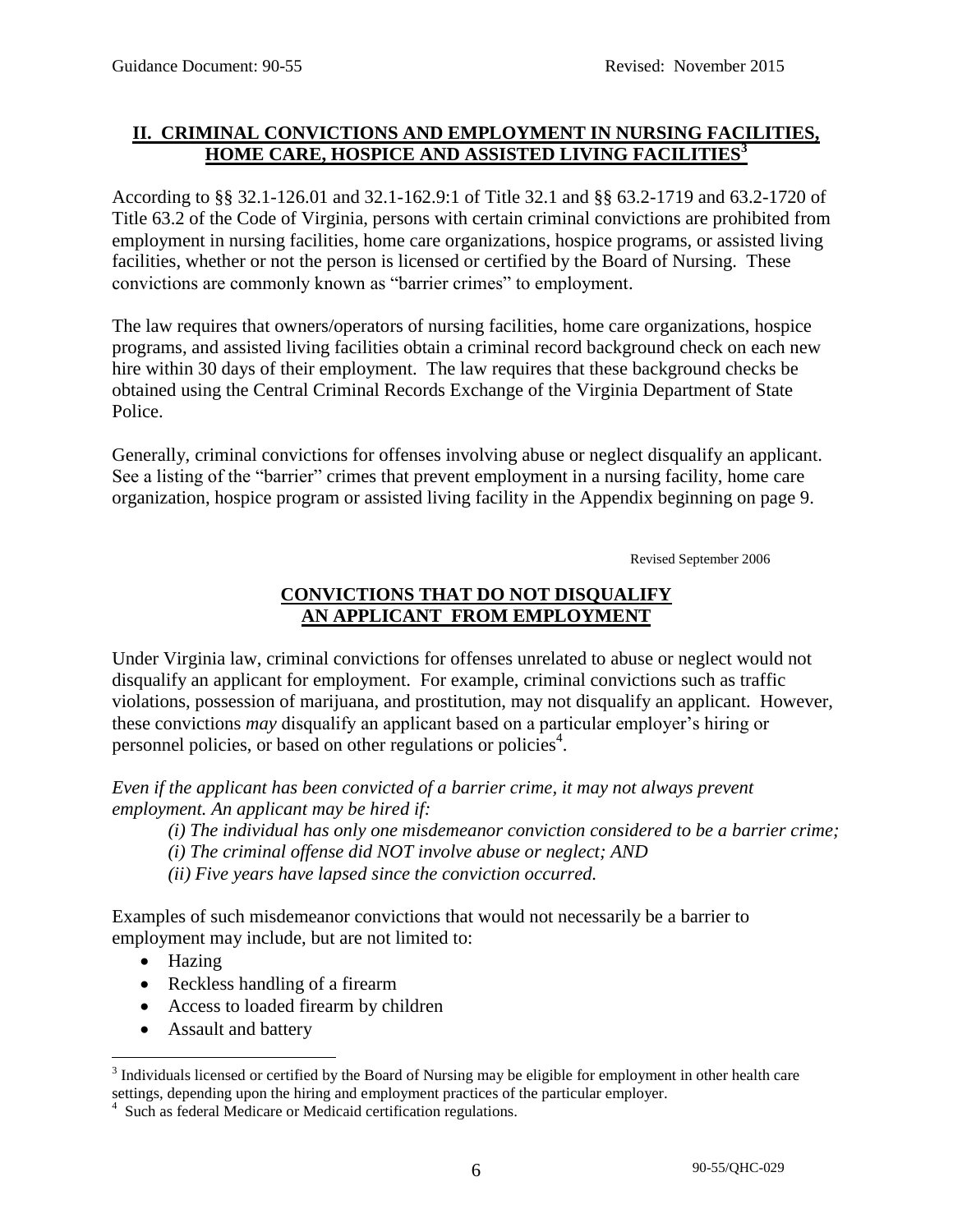## II. CRIMINAL CONVICTIONS AND EMPLOYMENT IN NURSING FACILITIES, HOME CARE, HOSPICE AND ASSISTED LIVING FACILITIES[3]

According to §§ 32.1-126.01 and 32.1-162.9:1 of Title 32.1 and §§ 63.2-1719 and 63.2-1720 of Title 63.2 of the Code of Virginia, persons with certain criminal convictions are prohibited from employment in nursing facilities, home care organizations, hospice programs, or assisted living facilities, whether or not the person is licensed or certified by the Board of Nursing. These convictions are commonly known as "barrier crimes" to employment.

The law requires that owners/operators of nursing facilities, home care organizations, hospice programs, and assisted living facilities obtain a criminal record background check on each new hire within 30 days of their employment. The law requires that these background checks be obtained using the Central Criminal Records Exchange of the Virginia Department of State Police.

Generally, criminal convictions for offenses involving abuse or neglect disqualify an applicant. See a listing of the "barrier" crimes that prevent employment in a nursing facility, home care organization, hospice program or assisted living facility in the Appendix beginning on page 9.

Revised September 2006

### CONVICTIONS THAT DO NOT DISQUALIFY AN APPLICANT FROM EMPLOYMENT

Under Virginia law, criminal convictions for offenses unrelated to abuse or neglect would not disqualify an applicant for employment. For example, criminal convictions such as traffic violations, possession of marijuana, and prostitution, may not disqualify an applicant. However, these convictions *may* disqualify an applicant based on a particular employer's hiring or personnel policies, or based on other regulations or policies[4].

*Even if the applicant has been convicted of a barrier crime, it may not always prevent employment. An applicant may be hired if:*

*(i) The individual has only one misdemeanor conviction considered to be a barrier crime;*
*(i) The criminal offense did NOT involve abuse or neglect; AND*
*(ii) Five years have lapsed since the conviction occurred.*

Examples of such misdemeanor convictions that would not necessarily be a barrier to employment may include, but are not limited to:

- Hazing
- Reckless handling of a firearm
- Access to loaded firearm by children
- Assault and battery

[3] Individuals licensed or certified by the Board of Nursing may be eligible for employment in other health care settings, depending upon the hiring and employment practices of the particular employer.

[4] Such as federal Medicare or Medicaid certification regulations.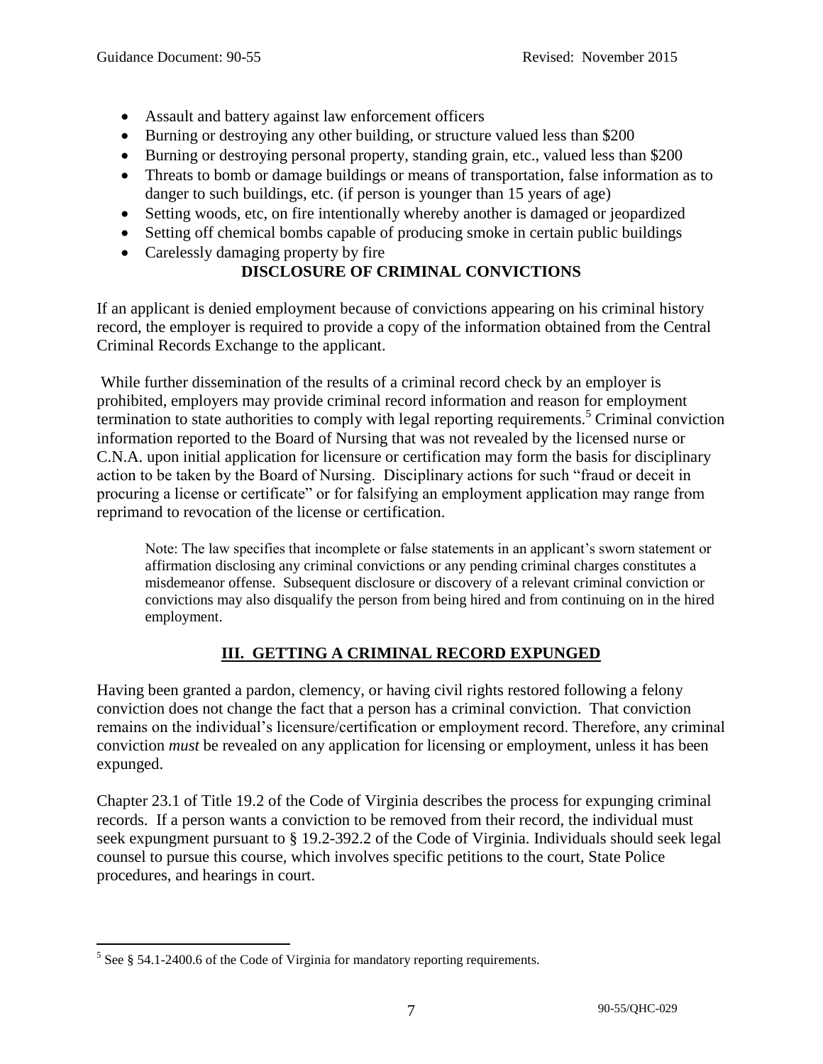- Assault and battery against law enforcement officers
- Burning or destroying any other building, or structure valued less than $200
- Burning or destroying personal property, standing grain, etc., valued less than $200
- Threats to bomb or damage buildings or means of transportation, false information as to danger to such buildings, etc. (if person is younger than 15 years of age)
- Setting woods, etc, on fire intentionally whereby another is damaged or jeopardized
- Setting off chemical bombs capable of producing smoke in certain public buildings
- Carelessly damaging property by fire

**DISCLOSURE OF CRIMINAL CONVICTIONS**

If an applicant is denied employment because of convictions appearing on his criminal history record, the employer is required to provide a copy of the information obtained from the Central Criminal Records Exchange to the applicant.

While further dissemination of the results of a criminal record check by an employer is prohibited, employers may provide criminal record information and reason for employment termination to state authorities to comply with legal reporting requirements.[5] Criminal conviction information reported to the Board of Nursing that was not revealed by the licensed nurse or C.N.A. upon initial application for licensure or certification may form the basis for disciplinary action to be taken by the Board of Nursing. Disciplinary actions for such "fraud or deceit in procuring a license or certificate" or for falsifying an employment application may range from reprimand to revocation of the license or certification.

> Note: The law specifies that incomplete or false statements in an applicant's sworn statement or affirmation disclosing any criminal convictions or any pending criminal charges constitutes a misdemeanor offense. Subsequent disclosure or discovery of a relevant criminal conviction or convictions may also disqualify the person from being hired and from continuing on in the hired employment.

## III. GETTING A CRIMINAL RECORD EXPUNGED

Having been granted a pardon, clemency, or having civil rights restored following a felony conviction does not change the fact that a person has a criminal conviction. That conviction remains on the individual's licensure/certification or employment record. Therefore, any criminal conviction *must* be revealed on any application for licensing or employment, unless it has been expunged.

Chapter 23.1 of Title 19.2 of the Code of Virginia describes the process for expunging criminal records. If a person wants a conviction to be removed from their record, the individual must seek expungment pursuant to § 19.2-392.2 of the Code of Virginia. Individuals should seek legal counsel to pursue this course, which involves specific petitions to the court, State Police procedures, and hearings in court.

---

[5] See § 54.1-2400.6 of the Code of Virginia for mandatory reporting requirements.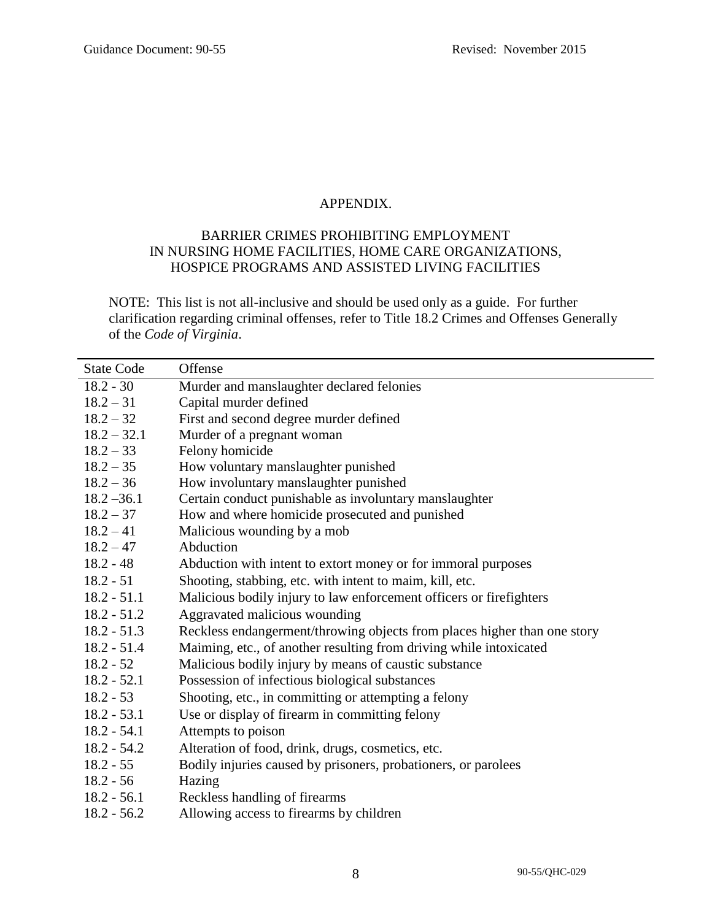## APPENDIX.

## BARRIER CRIMES PROHIBITING EMPLOYMENT IN NURSING HOME FACILITIES, HOME CARE ORGANIZATIONS, HOSPICE PROGRAMS AND ASSISTED LIVING FACILITIES

NOTE: This list is not all-inclusive and should be used only as a guide. For further clarification regarding criminal offenses, refer to Title 18.2 Crimes and Offenses Generally of the *Code of Virginia*.

| State Code | Offense |
|---|---|
| 18.2 - 30 | Murder and manslaughter declared felonies |
| 18.2 – 31 | Capital murder defined |
| 18.2 – 32 | First and second degree murder defined |
| 18.2 – 32.1 | Murder of a pregnant woman |
| 18.2 – 33 | Felony homicide |
| 18.2 – 35 | How voluntary manslaughter punished |
| 18.2 – 36 | How involuntary manslaughter punished |
| 18.2 –36.1 | Certain conduct punishable as involuntary manslaughter |
| 18.2 – 37 | How and where homicide prosecuted and punished |
| 18.2 – 41 | Malicious wounding by a mob |
| 18.2 – 47 | Abduction |
| 18.2 - 48 | Abduction with intent to extort money or for immoral purposes |
| 18.2 - 51 | Shooting, stabbing, etc. with intent to maim, kill, etc. |
| 18.2 - 51.1 | Malicious bodily injury to law enforcement officers or firefighters |
| 18.2 - 51.2 | Aggravated malicious wounding |
| 18.2 - 51.3 | Reckless endangerment/throwing objects from places higher than one story |
| 18.2 - 51.4 | Maiming, etc., of another resulting from driving while intoxicated |
| 18.2 - 52 | Malicious bodily injury by means of caustic substance |
| 18.2 - 52.1 | Possession of infectious biological substances |
| 18.2 - 53 | Shooting, etc., in committing or attempting a felony |
| 18.2 - 53.1 | Use or display of firearm in committing felony |
| 18.2 - 54.1 | Attempts to poison |
| 18.2 - 54.2 | Alteration of food, drink, drugs, cosmetics, etc. |
| 18.2 - 55 | Bodily injuries caused by prisoners, probationers, or parolees |
| 18.2 - 56 | Hazing |
| 18.2 - 56.1 | Reckless handling of firearms |
| 18.2 - 56.2 | Allowing access to firearms by children |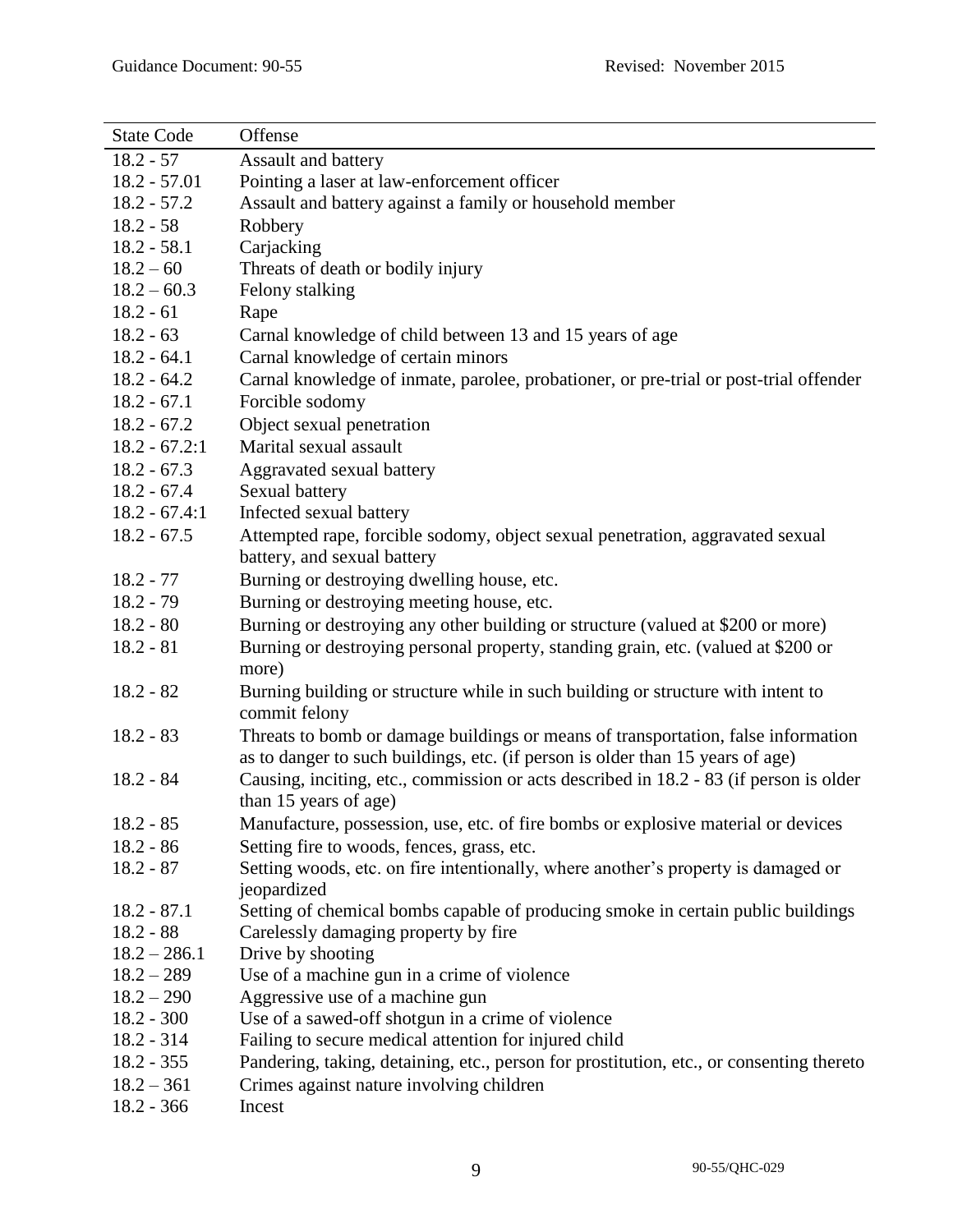| State Code | Offense |
|---|---|
| 18.2 - 57 | Assault and battery |
| 18.2 - 57.01 | Pointing a laser at law-enforcement officer |
| 18.2 - 57.2 | Assault and battery against a family or household member |
| 18.2 - 58 | Robbery |
| 18.2 - 58.1 | Carjacking |
| 18.2 – 60 | Threats of death or bodily injury |
| 18.2 – 60.3 | Felony stalking |
| 18.2 - 61 | Rape |
| 18.2 - 63 | Carnal knowledge of child between 13 and 15 years of age |
| 18.2 - 64.1 | Carnal knowledge of certain minors |
| 18.2 - 64.2 | Carnal knowledge of inmate, parolee, probationer, or pre-trial or post-trial offender |
| 18.2 - 67.1 | Forcible sodomy |
| 18.2 - 67.2 | Object sexual penetration |
| 18.2 - 67.2:1 | Marital sexual assault |
| 18.2 - 67.3 | Aggravated sexual battery |
| 18.2 - 67.4 | Sexual battery |
| 18.2 - 67.4:1 | Infected sexual battery |
| 18.2 - 67.5 | Attempted rape, forcible sodomy, object sexual penetration, aggravated sexual battery, and sexual battery |
| 18.2 - 77 | Burning or destroying dwelling house, etc. |
| 18.2 - 79 | Burning or destroying meeting house, etc. |
| 18.2 - 80 | Burning or destroying any other building or structure (valued at $200 or more) |
| 18.2 - 81 | Burning or destroying personal property, standing grain, etc. (valued at $200 or more) |
| 18.2 - 82 | Burning building or structure while in such building or structure with intent to commit felony |
| 18.2 - 83 | Threats to bomb or damage buildings or means of transportation, false information as to danger to such buildings, etc. (if person is older than 15 years of age) |
| 18.2 - 84 | Causing, inciting, etc., commission or acts described in 18.2 - 83 (if person is older than 15 years of age) |
| 18.2 - 85 | Manufacture, possession, use, etc. of fire bombs or explosive material or devices |
| 18.2 - 86 | Setting fire to woods, fences, grass, etc. |
| 18.2 - 87 | Setting woods, etc. on fire intentionally, where another's property is damaged or jeopardized |
| 18.2 - 87.1 | Setting of chemical bombs capable of producing smoke in certain public buildings |
| 18.2 - 88 | Carelessly damaging property by fire |
| 18.2 – 286.1 | Drive by shooting |
| 18.2 – 289 | Use of a machine gun in a crime of violence |
| 18.2 – 290 | Aggressive use of a machine gun |
| 18.2 - 300 | Use of a sawed-off shotgun in a crime of violence |
| 18.2 - 314 | Failing to secure medical attention for injured child |
| 18.2 - 355 | Pandering, taking, detaining, etc., person for prostitution, etc., or consenting thereto |
| 18.2 – 361 | Crimes against nature involving children |
| 18.2 - 366 | Incest |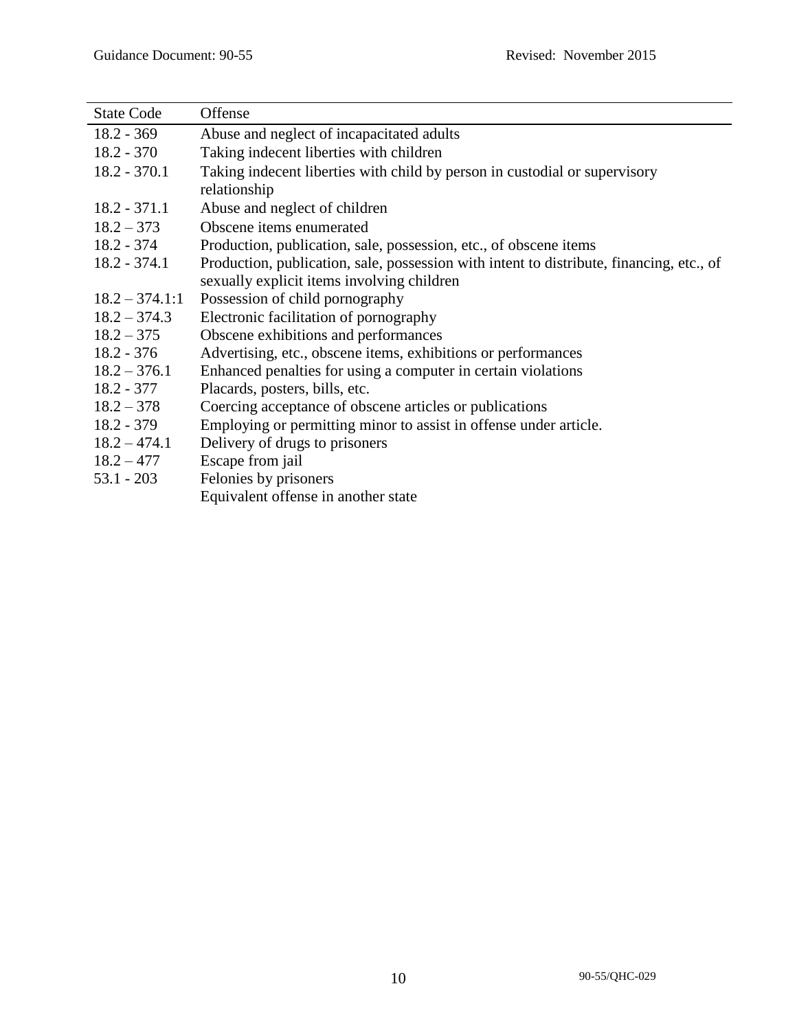| State Code | Offense |
|---|---|
| 18.2 - 369 | Abuse and neglect of incapacitated adults |
| 18.2 - 370 | Taking indecent liberties with children |
| 18.2 - 370.1 | Taking indecent liberties with child by person in custodial or supervisory relationship |
| 18.2 - 371.1 | Abuse and neglect of children |
| 18.2 – 373 | Obscene items enumerated |
| 18.2 - 374 | Production, publication, sale, possession, etc., of obscene items |
| 18.2 - 374.1 | Production, publication, sale, possession with intent to distribute, financing, etc., of sexually explicit items involving children |
| 18.2 – 374.1:1 | Possession of child pornography |
| 18.2 – 374.3 | Electronic facilitation of pornography |
| 18.2 – 375 | Obscene exhibitions and performances |
| 18.2 - 376 | Advertising, etc., obscene items, exhibitions or performances |
| 18.2 – 376.1 | Enhanced penalties for using a computer in certain violations |
| 18.2 - 377 | Placards, posters, bills, etc. |
| 18.2 – 378 | Coercing acceptance of obscene articles or publications |
| 18.2 - 379 | Employing or permitting minor to assist in offense under article. |
| 18.2 – 474.1 | Delivery of drugs to prisoners |
| 18.2 – 477 | Escape from jail |
| 53.1 - 203 | Felonies by prisoners |
| | Equivalent offense in another state |

90-55/QHC-029